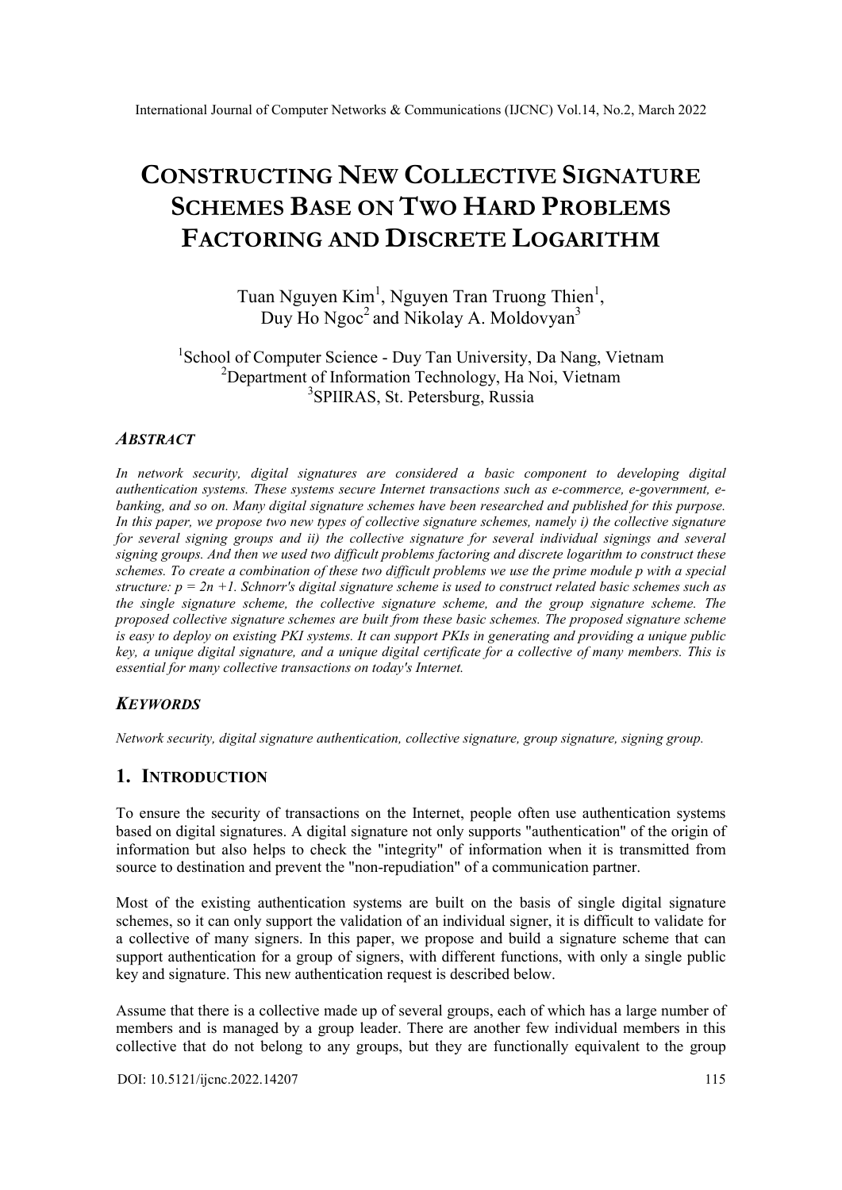# CONSTRUCTING NEW COLLECTIVE SIGNATURE SCHEMES BASE ON TWO HARD PROBLEMS FACTORING AND DISCRETE LOGARITHM

Tuan Nguyen Kim[1], Nguyen Tran Truong Thien[1], Duy Ho Ngoc[2] and Nikolay A. Moldovyan[3]

[1]School of Computer Science - Duy Tan University, Da Nang, Vietnam
[2]Department of Information Technology, Ha Noi, Vietnam
[3]SPIIRAS, St. Petersburg, Russia

### ABSTRACT

*In network security, digital signatures are considered a basic component to developing digital authentication systems. These systems secure Internet transactions such as e-commerce, e-government, e-banking, and so on. Many digital signature schemes have been researched and published for this purpose. In this paper, we propose two new types of collective signature schemes, namely i) the collective signature for several signing groups and ii) the collective signature for several individual signings and several signing groups. And then we used two difficult problems factoring and discrete logarithm to construct these schemes. To create a combination of these two difficult problems we use the prime module p with a special structure: $p = 2n + 1$. Schnorr's digital signature scheme is used to construct related basic schemes such as the single signature scheme, the collective signature scheme, and the group signature scheme. The proposed collective signature schemes are built from these basic schemes. The proposed signature scheme is easy to deploy on existing PKI systems. It can support PKIs in generating and providing a unique public key, a unique digital signature, and a unique digital certificate for a collective of many members. This is essential for many collective transactions on today's Internet.*

### KEYWORDS

*Network security, digital signature authentication, collective signature, group signature, signing group.*

## 1. INTRODUCTION

To ensure the security of transactions on the Internet, people often use authentication systems based on digital signatures. A digital signature not only supports "authentication" of the origin of information but also helps to check the "integrity" of information when it is transmitted from source to destination and prevent the "non-repudiation" of a communication partner.

Most of the existing authentication systems are built on the basis of single digital signature schemes, so it can only support the validation of an individual signer, it is difficult to validate for a collective of many signers. In this paper, we propose and build a signature scheme that can support authentication for a group of signers, with different functions, with only a single public key and signature. This new authentication request is described below.

Assume that there is a collective made up of several groups, each of which has a large number of members and is managed by a group leader. There are another few individual members in this collective that do not belong to any groups, but they are functionally equivalent to the group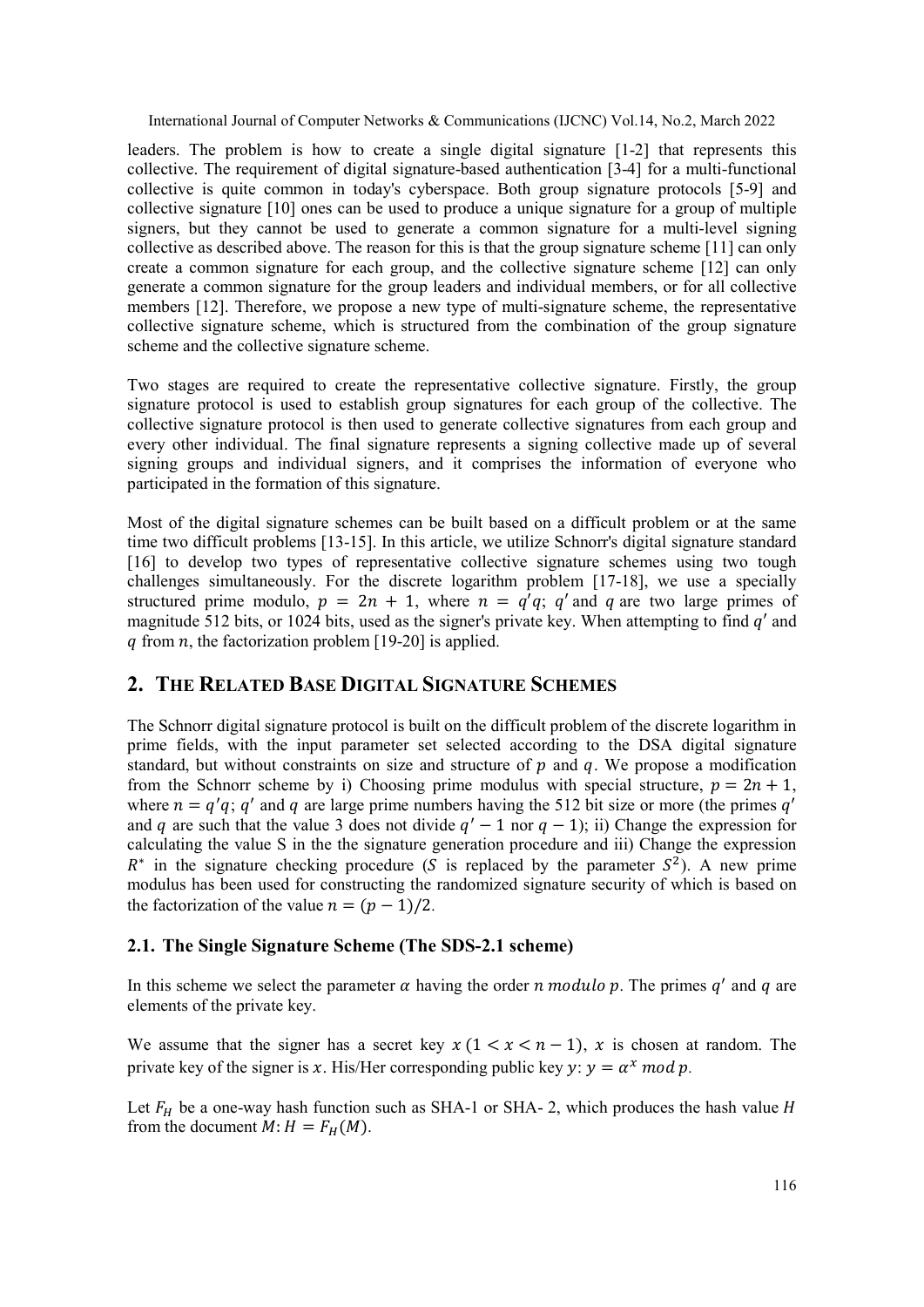leaders. The problem is how to create a single digital signature [1-2] that represents this collective. The requirement of digital signature-based authentication [3-4] for a multi-functional collective is quite common in today's cyberspace. Both group signature protocols [5-9] and collective signature [10] ones can be used to produce a unique signature for a group of multiple signers, but they cannot be used to generate a common signature for a multi-level signing collective as described above. The reason for this is that the group signature scheme [11] can only create a common signature for each group, and the collective signature scheme [12] can only generate a common signature for the group leaders and individual members, or for all collective members [12]. Therefore, we propose a new type of multi-signature scheme, the representative collective signature scheme, which is structured from the combination of the group signature scheme and the collective signature scheme.

Two stages are required to create the representative collective signature. Firstly, the group signature protocol is used to establish group signatures for each group of the collective. The collective signature protocol is then used to generate collective signatures from each group and every other individual. The final signature represents a signing collective made up of several signing groups and individual signers, and it comprises the information of everyone who participated in the formation of this signature.

Most of the digital signature schemes can be built based on a difficult problem or at the same time two difficult problems [13-15]. In this article, we utilize Schnorr's digital signature standard [16] to develop two types of representative collective signature schemes using two tough challenges simultaneously. For the discrete logarithm problem [17-18], we use a specially structured prime modulo, $p = 2n + 1$, where $n = q'q$; $q'$ and $q$ are two large primes of magnitude 512 bits, or 1024 bits, used as the signer's private key. When attempting to find $q'$ and $q$ from $n$, the factorization problem [19-20] is applied.

## 2. The Related Base Digital Signature Schemes

The Schnorr digital signature protocol is built on the difficult problem of the discrete logarithm in prime fields, with the input parameter set selected according to the DSA digital signature standard, but without constraints on size and structure of $p$ and $q$. We propose a modification from the Schnorr scheme by i) Choosing prime modulus with special structure, $p = 2n + 1$, where $n = q'q$; $q'$ and $q$ are large prime numbers having the 512 bit size or more (the primes $q'$ and $q$ are such that the value 3 does not divide $q' - 1$ nor $q - 1$); ii) Change the expression for calculating the value S in the the signature generation procedure and iii) Change the expression $R^*$ in the signature checking procedure ($S$ is replaced by the parameter $S^2$). A new prime modulus has been used for constructing the randomized signature security of which is based on the factorization of the value $n = (p - 1)/2$.

### 2.1. The Single Signature Scheme (The SDS-2.1 scheme)

In this scheme we select the parameter $\alpha$ having the order $n \; modulo \; p$. The primes $q'$ and $q$ are elements of the private key.

We assume that the signer has a secret key $x \; (1 < x < n - 1)$, $x$ is chosen at random. The private key of the signer is $x$. His/Her corresponding public key $y$: $y = \alpha^x \; mod \; p$.

Let $F_H$ be a one-way hash function such as SHA-1 or SHA- 2, which produces the hash value $H$ from the document $M$: $H = F_H(M)$.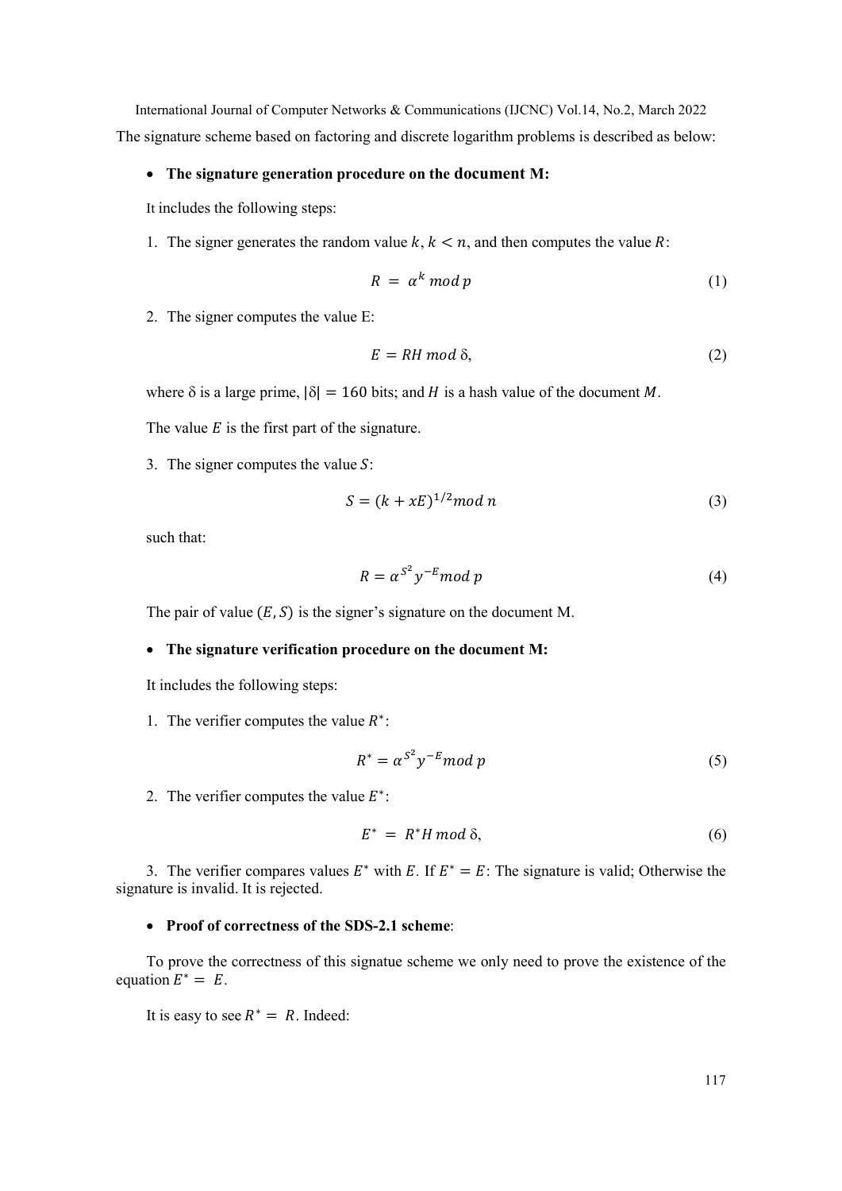The signature scheme based on factoring and discrete logarithm problems is described as below:

- **The signature generation procedure on the document M:**

It includes the following steps:

1. The signer generates the random value $k$, $k < n$, and then computes the value $R$:

$$R = \alpha^k \bmod p \tag{1}$$

2. The signer computes the value E:

$$E = RH \bmod \delta, \tag{2}$$

where δ is a large prime, $|\delta| = 160$ bits; and $H$ is a hash value of the document $M$.

The value $E$ is the first part of the signature.

3. The signer computes the value $S$:

$$S = (k + xE)^{1/2} \bmod n \tag{3}$$

such that:

$$R = \alpha^{S^2} y^{-E} \bmod p \tag{4}$$

The pair of value $(E, S)$ is the signer's signature on the document M.

- **The signature verification procedure on the document M:**

It includes the following steps:

1. The verifier computes the value $R^*$:

$$R^* = \alpha^{S^2} y^{-E} \bmod p \tag{5}$$

2. The verifier computes the value $E^*$:

$$E^* = R^* H \bmod \delta, \tag{6}$$

3. The verifier compares values $E^*$ with $E$. If $E^* = E$: The signature is valid; Otherwise the signature is invalid. It is rejected.

- **Proof of correctness of the SDS-2.1 scheme**:

To prove the correctness of this signatue scheme we only need to prove the existence of the equation $E^* = E$.

It is easy to see $R^* = R$. Indeed: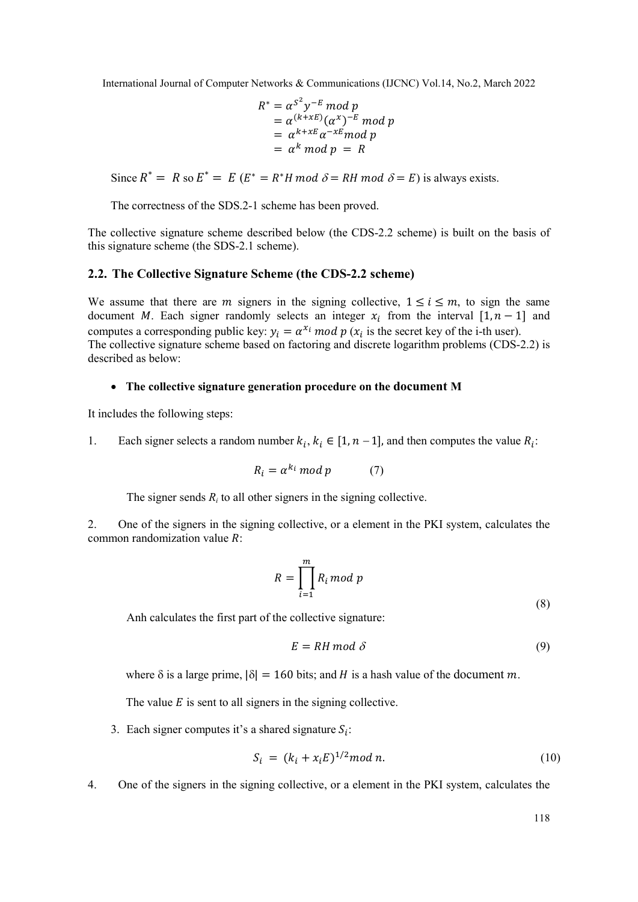$$
\begin{aligned}
R^* &= \alpha^{S^2} y^{-E} \bmod p \\
&= \alpha^{(k+xE)} (\alpha^x)^{-E} \bmod p \\
&= \alpha^{k+xE} \alpha^{-xE} \bmod p \\
&= \alpha^k \bmod p = R
\end{aligned}
$$

Since $R^* = R$ so $E^* = E$ ($E^* = R^* H \bmod \delta = RH \bmod \delta = E$) is always exists.

The correctness of the SDS.2-1 scheme has been proved.

The collective signature scheme described below (the CDS-2.2 scheme) is built on the basis of this signature scheme (the SDS-2.1 scheme).

## 2.2. The Collective Signature Scheme (the CDS-2.2 scheme)

We assume that there are $m$ signers in the signing collective, $1 \leq i \leq m$, to sign the same document $M$. Each signer randomly selects an integer $x_i$ from the interval $[1, n-1]$ and computes a corresponding public key: $y_i = \alpha^{x_i} \bmod p$ ($x_i$ is the secret key of the i-th user).
The collective signature scheme based on factoring and discrete logarithm problems (CDS-2.2) is described as below:

- **The collective signature generation procedure on the document M**

It includes the following steps:

1. Each signer selects a random number $k_i$, $k_i \in [1, n-1]$, and then computes the value $R_i$:

$$R_i = \alpha^{k_i} \bmod p \qquad (7)$$

The signer sends $R_i$ to all other signers in the signing collective.

2. One of the signers in the signing collective, or a element in the PKI system, calculates the common randomization value $R$:

$$R = \prod_{i=1}^{m} R_i \bmod p \qquad (8)$$

Anh calculates the first part of the collective signature:

$$E = RH \bmod \delta \qquad (9)$$

where δ is a large prime, $|\delta| = 160$ bits; and $H$ is a hash value of the document $m$.

The value $E$ is sent to all signers in the signing collective.

3. Each signer computes it's a shared signature $S_i$:

$$S_i = (k_i + x_i E)^{1/2} \bmod n. \qquad (10)$$

4. One of the signers in the signing collective, or a element in the PKI system, calculates the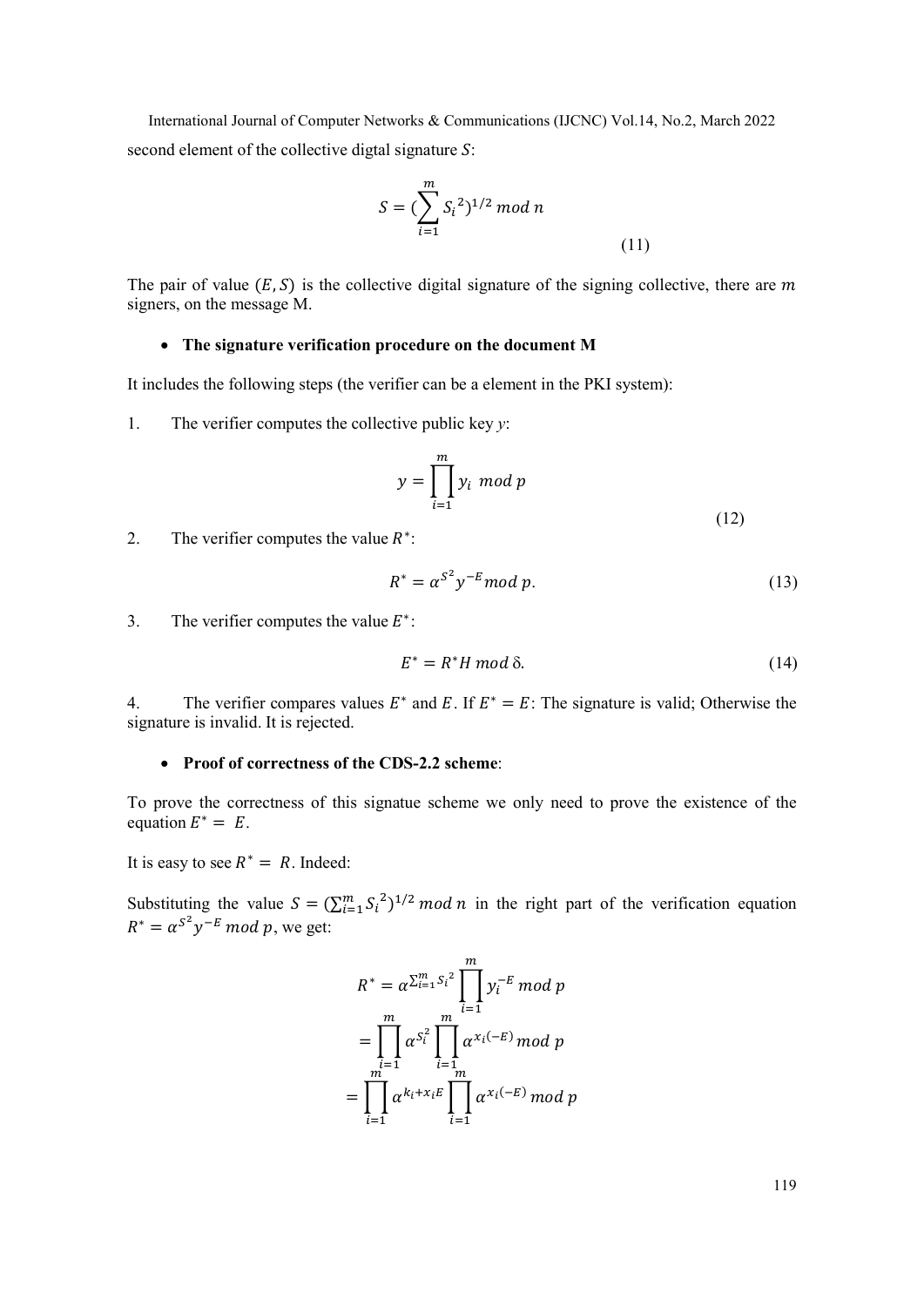second element of the collective digtal signature $S$:

$$S = (\sum_{i=1}^{m} {S_i}^2)^{1/2} \; mod \; n \tag{11}$$

The pair of value $(E, S)$ is the collective digital signature of the signing collective, there are $m$ signers, on the message M.

- **The signature verification procedure on the document M**

It includes the following steps (the verifier can be a element in the PKI system):

1. The verifier computes the collective public key $y$:

$$y = \prod_{i=1}^{m} y_i \; mod \; p \tag{12}$$

2. The verifier computes the value $R^*$:

$$R^* = \alpha^{S^2} y^{-E} mod \; p. \tag{13}$$

3. The verifier computes the value $E^*$:

$$E^* = R^* H \; mod \; \delta. \tag{14}$$

4. The verifier compares values $E^*$ and $E$. If $E^* = E$: The signature is valid; Otherwise the signature is invalid. It is rejected.

- **Proof of correctness of the CDS-2.2 scheme**:

To prove the correctness of this signatue scheme we only need to prove the existence of the equation $E^* = E$.

It is easy to see $R^* = R$. Indeed:

Substituting the value $S = (\sum_{i=1}^{m} {S_i}^2)^{1/2} \; mod \; n$ in the right part of the verification equation $R^* = \alpha^{S^2} y^{-E} \; mod \; p$, we get:

$$R^* = \alpha^{\sum_{i=1}^{m} {S_i}^2} \prod_{i=1}^{m} y_i^{-E} \; mod \; p$$

$$= \prod_{i=1}^{m} \alpha^{S_i^2} \prod_{i=1}^{m} \alpha^{x_i(-E)} \; mod \; p$$

$$= \prod_{i=1}^{m} \alpha^{k_i + x_i E} \prod_{i=1}^{m} \alpha^{x_i(-E)} \; mod \; p$$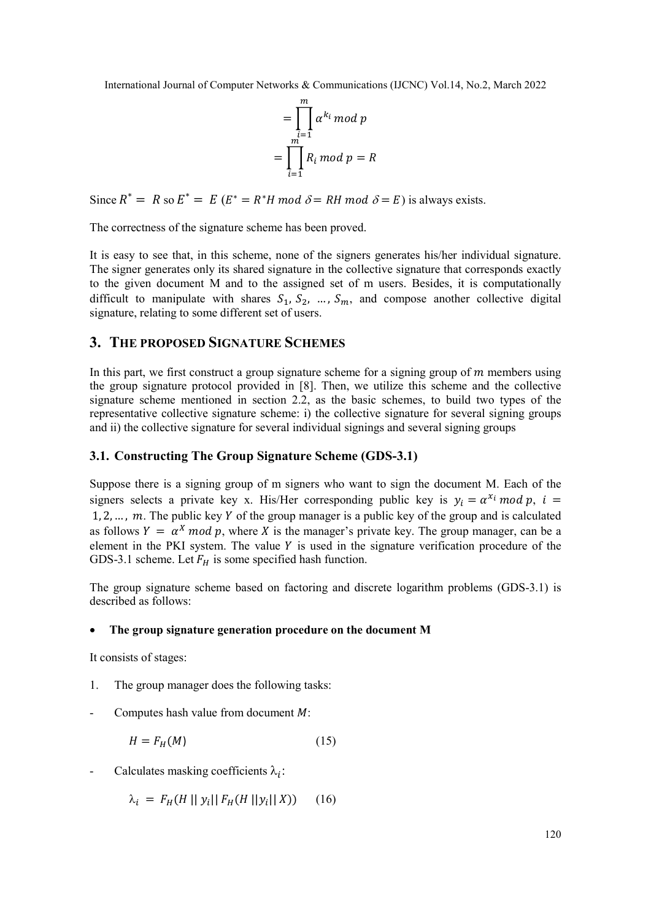$$= \prod_{i=1}^{m} \alpha^{k_i} \mod p$$

$$= \prod_{i=1}^{m} R_i \mod p = R$$

Since $R^* = R$ so $E^* = E$ ($E^* = R^*H \mod \delta = RH \mod \delta = E$) is always exists.

The correctness of the signature scheme has been proved.

It is easy to see that, in this scheme, none of the signers generates his/her individual signature. The signer generates only its shared signature in the collective signature that corresponds exactly to the given document M and to the assigned set of m users. Besides, it is computationally difficult to manipulate with shares $S_1, S_2, \ldots, S_m$, and compose another collective digital signature, relating to some different set of users.

## 3. THE PROPOSED SIGNATURE SCHEMES

In this part, we first construct a group signature scheme for a signing group of $m$ members using the group signature protocol provided in [8]. Then, we utilize this scheme and the collective signature scheme mentioned in section 2.2, as the basic schemes, to build two types of the representative collective signature scheme: i) the collective signature for several signing groups and ii) the collective signature for several individual signings and several signing groups

### 3.1. Constructing The Group Signature Scheme (GDS-3.1)

Suppose there is a signing group of m signers who want to sign the document M. Each of the signers selects a private key x. His/Her corresponding public key is $y_i = \alpha^{x_i} \mod p$, $i = 1, 2, \ldots, m$. The public key $Y$ of the group manager is a public key of the group and is calculated as follows $Y = \alpha^X \mod p$, where $X$ is the manager's private key. The group manager, can be a element in the PKI system. The value $Y$ is used in the signature verification procedure of the GDS-3.1 scheme. Let $F_H$ is some specified hash function.

The group signature scheme based on factoring and discrete logarithm problems (GDS-3.1) is described as follows:

- **The group signature generation procedure on the document M**

It consists of stages:

1. The group manager does the following tasks:

- Computes hash value from document $M$:

$$H = F_H(M) \qquad (15)$$

- Calculates masking coefficients $\lambda_i$:

$$\lambda_i = F_H(H \,||\, y_i \,||\, F_H(H \,||y_i||\, X)) \qquad (16)$$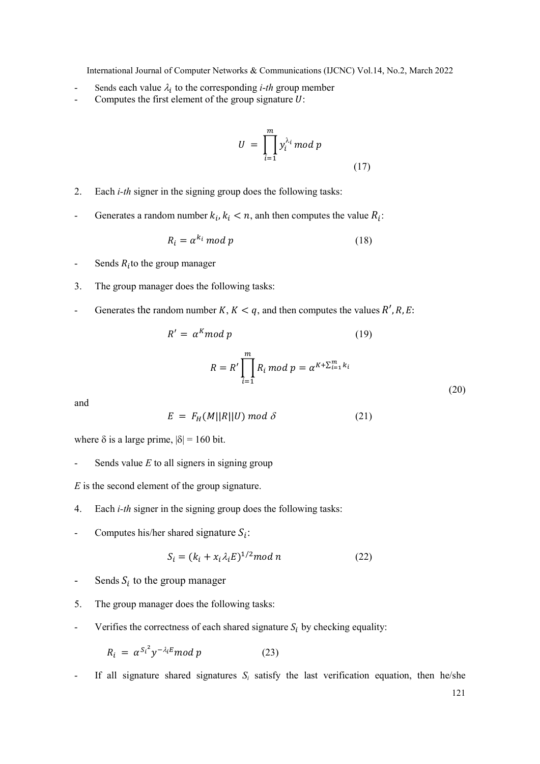- Sends each value $\lambda_i$ to the corresponding *i-th* group member
- Computes the first element of the group signature $U$:

$$U = \prod_{i=1}^{m} y_i^{\lambda_i} \bmod p \tag{17}$$

2. Each *i-th* signer in the signing group does the following tasks:

- Generates a random number $k_i, k_i < n$, anh then computes the value $R_i$:

$$R_i = \alpha^{k_i} \bmod p \tag{18}$$

- Sends $R_i$to the group manager

3. The group manager does the following tasks:

- Generates the random number $K, K < q$, and then computes the values $R', R, E$:

$$R' = \alpha^K \bmod p \tag{19}$$

$$R = R' \prod_{i=1}^{m} R_i \bmod p = \alpha^{K + \sum_{i=1}^{m} k_i} \tag{20}$$

and

$$E = F_H(M||R||U) \bmod \delta \tag{21}$$

where δ is a large prime, |δ| = 160 bit.

- Sends value $E$ to all signers in signing group

$E$ is the second element of the group signature.

4. Each *i-th* signer in the signing group does the following tasks:

- Computes his/her shared signature $S_i$:

$$S_i = (k_i + x_i \lambda_i E)^{1/2} \bmod n \tag{22}$$

- Sends $S_i$ to the group manager

5. The group manager does the following tasks:

- Verifies the correctness of each shared signature $S_i$ by checking equality:

$$R_i = \alpha^{S_i^2} y^{-\lambda_i E} \bmod p \tag{23}$$

- If all signature shared signatures $S_i$ satisfy the last verification equation, then he/she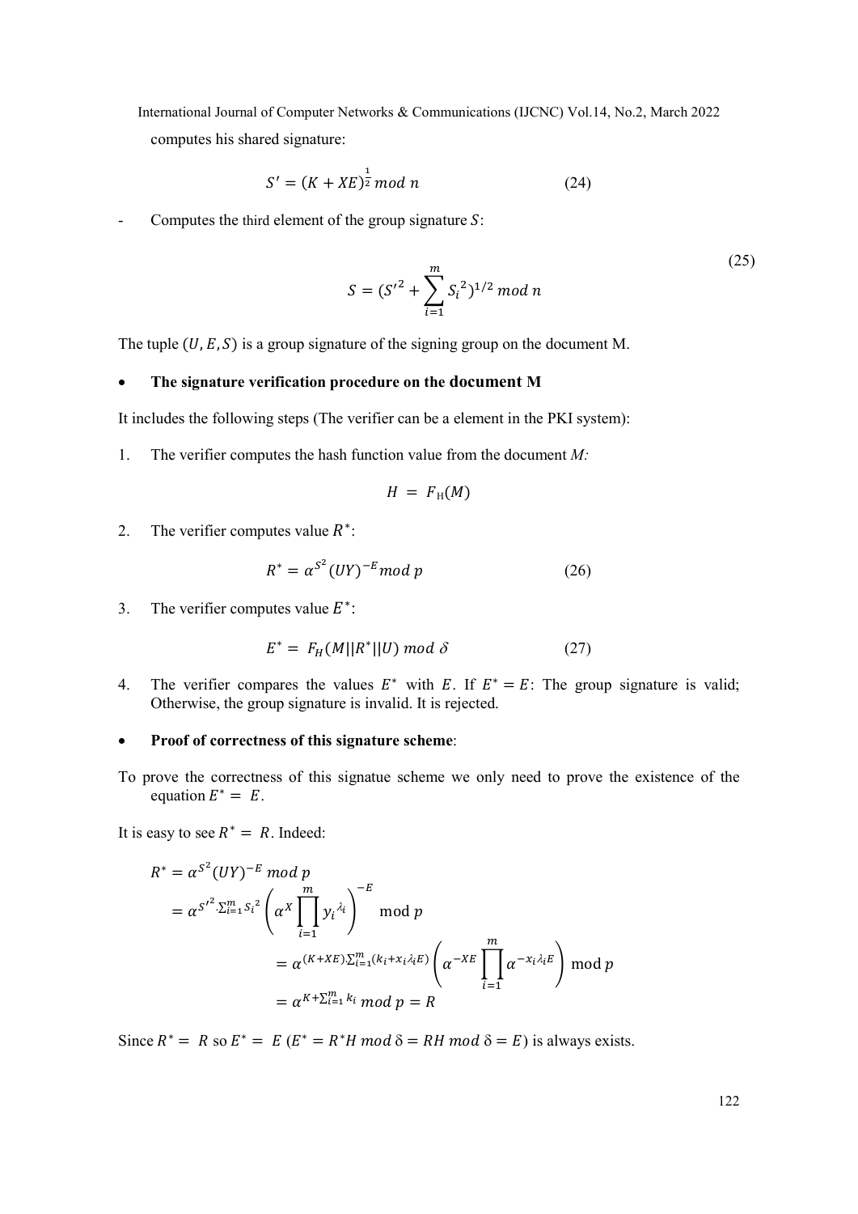computes his shared signature:

$$S' = (K + XE)^{\frac{1}{2}} \, mod \; n \tag{24}$$

- Computes the third element of the group signature $S$:

$$S = ({S'}^2 + \sum_{i=1}^{m} {S_i}^2)^{1/2} \, mod \; n \tag{25}$$

The tuple $(U, E, S)$ is a group signature of the signing group on the document M.

- **The signature verification procedure on the document M**

It includes the following steps (The verifier can be a element in the PKI system):

1. The verifier computes the hash function value from the document *M:*

$$H = F_{\text{H}}(M)$$

2. The verifier computes value $R^*$:

$$R^* = \alpha^{S^2}(UY)^{-E} mod \; p \tag{26}$$

3. The verifier computes value $E^*$:

$$E^* = F_H(M||R^*||U) \; mod \; \delta \tag{27}$$

4. The verifier compares the values $E^*$ with $E$. If $E^* = E$: The group signature is valid; Otherwise, the group signature is invalid. It is rejected.

- **Proof of correctness of this signature scheme**:

To prove the correctness of this signatue scheme we only need to prove the existence of the equation $E^* = E$.

It is easy to see $R^* = R$. Indeed:

$$\begin{aligned}
R^* &= \alpha^{S^2}(UY)^{-E} \; mod \; p \\
&= \alpha^{{S'}^2 \cdot \sum_{i=1}^{m} {S_i}^2} \left( \alpha^X \prod_{i=1}^{m} {y_i}^{\lambda_i} \right)^{-E} \mod p \\
&= \alpha^{(K+XE) \cdot \sum_{i=1}^{m}(k_i + x_i \lambda_i E)} \left( \alpha^{-XE} \prod_{i=1}^{m} \alpha^{-x_i \lambda_i E} \right) \mod p \\
&= \alpha^{K + \sum_{i=1}^{m} k_i} \; mod \; p = R
\end{aligned}$$

Since $R^* = R$ so $E^* = E$ ($E^* = R^* H \; mod \; \delta = RH \; mod \; \delta = E$) is always exists.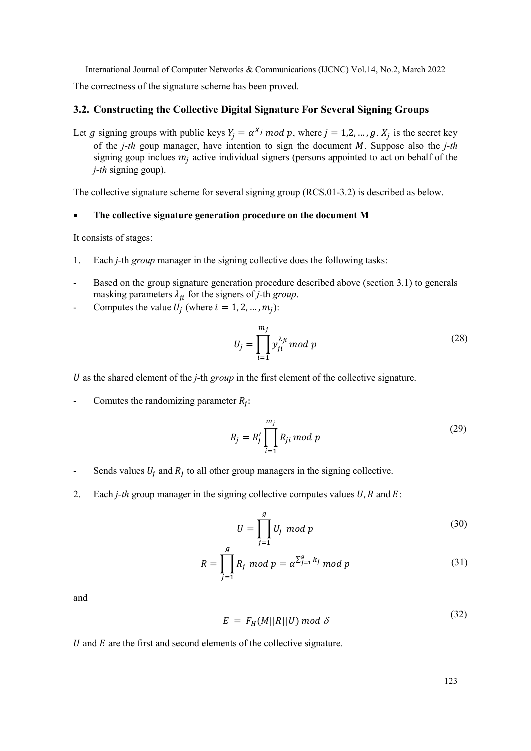The correctness of the signature scheme has been proved.

## 3.2. Constructing the Collective Digital Signature For Several Signing Groups

Let $g$ signing groups with public keys $Y_j = \alpha^{X_j} \bmod p$, where $j = 1, 2, \dots, g$. $X_j$ is the secret key of the *j-th* goup manager, have intention to sign the document $M$. Suppose also the *j-th* signing goup inclues $m_j$ active individual signers (persons appointed to act on behalf of the *j-th* signing goup).

The collective signature scheme for several signing group (RCS.01-3.2) is described as below.

- **The collective signature generation procedure on the document M**

It consists of stages:

1. Each *j*-th *group* manager in the signing collective does the following tasks:

- Based on the group signature generation procedure described above (section 3.1) to generals masking parameters $\lambda_{ji}$ for the signers of *j*-th *group*.
- Computes the value $U_j$ (where $i = 1, 2, \dots, m_j$):

$$U_j = \prod_{i=1}^{m_j} y_{ji}^{\lambda_{ji}} \bmod p \tag{28}$$

$U$ as the shared element of the *j*-th *group* in the first element of the collective signature.

- Comutes the randomizing parameter $R_j$:

$$R_j = R_j' \prod_{i=1}^{m_j} R_{ji} \bmod p \tag{29}$$

- Sends values $U_j$ and $R_j$ to all other group managers in the signing collective.

2. Each *j-th* group manager in the signing collective computes values $U, R$ and $E$:

$$U = \prod_{j=1}^{g} U_j \bmod p \tag{30}$$

$$R = \prod_{j=1}^{g} R_j \bmod p = \alpha^{\sum_{j=1}^{g} k_j} \bmod p \tag{31}$$

and

$$E = F_H(M||R||U) \bmod \delta \tag{32}$$

$U$ and $E$ are the first and second elements of the collective signature.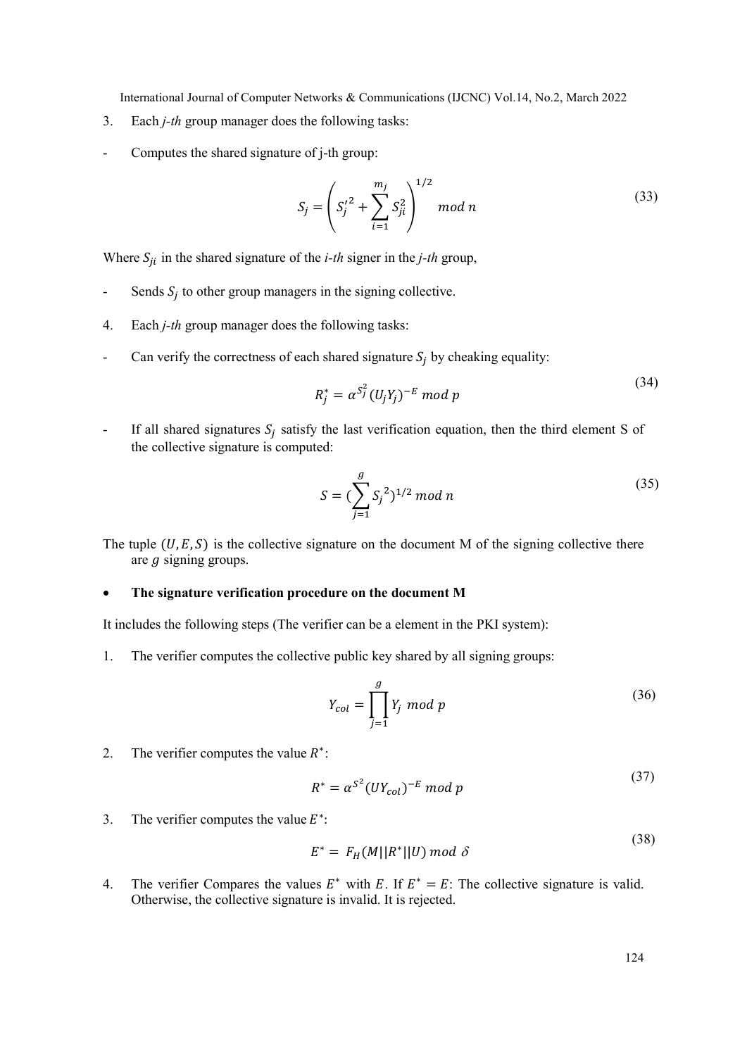3. Each *j-th* group manager does the following tasks:

- Computes the shared signature of j-th group:

$$S_j = \left( {S'_j}^2 + \sum_{i=1}^{m_j} S_{ji}^2 \right)^{1/2} \ mod\ n \tag{33}$$

Where $S_{ji}$ in the shared signature of the *i-th* signer in the *j-th* group,

- Sends $S_j$ to other group managers in the signing collective.

4. Each *j-th* group manager does the following tasks:

- Can verify the correctness of each shared signature $S_j$ by cheaking equality:

$$R_j^* = \alpha^{S_j^2} (U_j Y_j)^{-E} \ mod\ p \tag{34}$$

- If all shared signatures $S_j$ satisfy the last verification equation, then the third element S of the collective signature is computed:

$$S = (\sum_{j=1}^{g} {S_j}^2)^{1/2} \ mod\ n \tag{35}$$

The tuple $(U, E, S)$ is the collective signature on the document M of the signing collective there are $g$ signing groups.

- **The signature verification procedure on the document M**

It includes the following steps (The verifier can be a element in the PKI system):

1. The verifier computes the collective public key shared by all signing groups:

$$Y_{col} = \prod_{j=1}^{g} Y_j \ mod\ p \tag{36}$$

2. The verifier computes the value $R^*$:

$$R^* = \alpha^{S^2} (U Y_{col})^{-E} \ mod\ p \tag{37}$$

3. The verifier computes the value $E^*$:

$$E^* = F_H(M||R^*||U) \ mod\ \delta \tag{38}$$

4. The verifier Compares the values $E^*$ with $E$. If $E^* = E$: The collective signature is valid. Otherwise, the collective signature is invalid. It is rejected.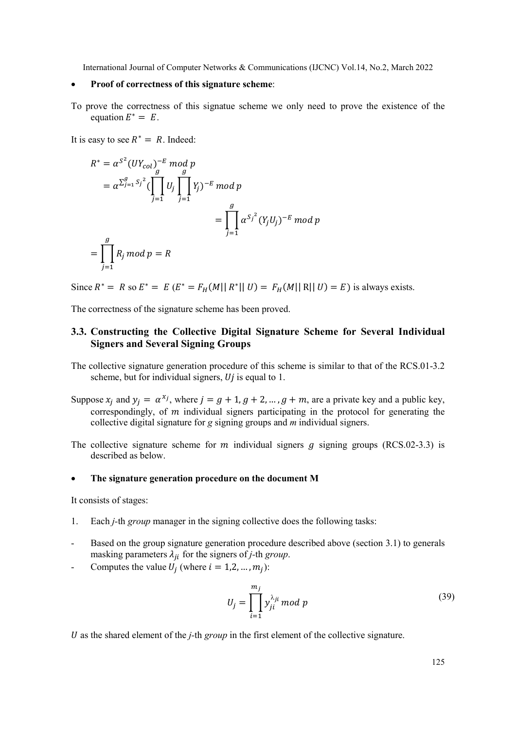- **Proof of correctness of this signature scheme**:

To prove the correctness of this signatue scheme we only need to prove the existence of the equation $E^* = E$.

It is easy to see $R^* = R$. Indeed:

$$R^* = \alpha^{S^2}(UY_{col})^{-E} \bmod p$$
$$= \alpha^{\sum_{j=1}^{g} S_j^2}(\prod_{j=1}^{g} U_j \prod_{j=1}^{g} Y_j)^{-E} \bmod p$$
$$= \prod_{j=1}^{g} \alpha^{S_j^2}(Y_j U_j)^{-E} \bmod p$$
$$= \prod_{j=1}^{g} R_j \bmod p = R$$

Since $R^* = R$ so $E^* = E$ ($E^* = F_H(M||R^*||U) = F_H(M||R||U) = E$) is always exists.

The correctness of the signature scheme has been proved.

## 3.3. Constructing the Collective Digital Signature Scheme for Several Individual Signers and Several Signing Groups

The collective signature generation procedure of this scheme is similar to that of the RCS.01-3.2 scheme, but for individual signers, $Uj$ is equal to 1.

Suppose $x_j$ and $y_j = \alpha^{x_j}$, where $j = g+1, g+2, \dots, g+m$, are a private key and a public key, correspondingly, of $m$ individual signers participating in the protocol for generating the collective digital signature for *g* signing groups and *m* individual signers.

The collective signature scheme for $m$ individual signers $g$ signing groups (RCS.02-3.3) is described as below.

- **The signature generation procedure on the document M**

It consists of stages:

1. Each *j*-th *group* manager in the signing collective does the following tasks:

- Based on the group signature generation procedure described above (section 3.1) to generals masking parameters $\lambda_{ji}$ for the signers of *j*-th *group*.
- Computes the value $U_j$ (where $i = 1, 2, \dots, m_j$):

$$U_j = \prod_{i=1}^{m_j} y_{ji}^{\lambda_{ji}} \bmod p \tag{39}$$

$U$ as the shared element of the *j*-th *group* in the first element of the collective signature.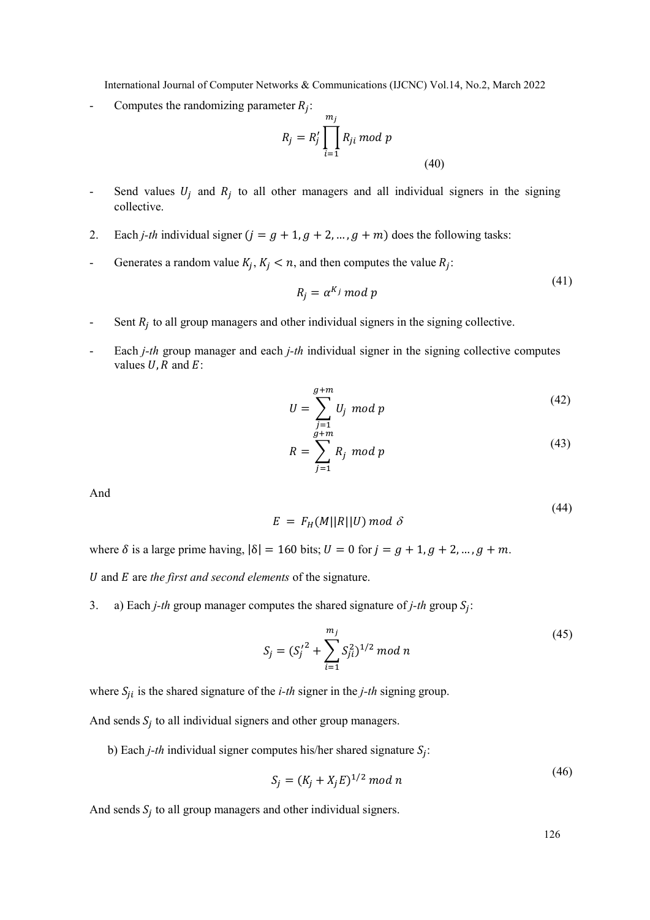- Computes the randomizing parameter $R_j$:

$$R_j = R_j' \prod_{i=1}^{m_j} R_{ji} \bmod p \tag{40}$$

- Send values $U_j$ and $R_j$ to all other managers and all individual signers in the signing collective.

2. Each *j-th* individual signer ($j = g+1, g+2, \ldots, g+m$) does the following tasks:

- Generates a random value $K_j$, $K_j < n$, and then computes the value $R_j$:

$$R_j = \alpha^{K_j} \bmod p \tag{41}$$

- Sent $R_j$ to all group managers and other individual signers in the signing collective.

- Each *j-th* group manager and each *j-th* individual signer in the signing collective computes values $U, R$ and $E$:

$$U = \sum_{j=1}^{g+m} U_j \bmod p \tag{42}$$

$$R = \sum_{j=1}^{g+m} R_j \bmod p \tag{43}$$

And

$$E = F_H(M||R||U) \bmod \delta \tag{44}$$

where $\delta$ is a large prime having, $|\delta| = 160$ bits; $U = 0$ for $j = g+1, g+2, \ldots, g+m$.

$U$ and $E$ are *the first and second elements* of the signature.

3. a) Each *j-th* group manager computes the shared signature of *j-th* group $S_j$:

$$S_j = ({S_j'}^2 + \sum_{i=1}^{m_j} S_{ji}^2)^{1/2} \bmod n \tag{45}$$

where $S_{ji}$ is the shared signature of the *i-th* signer in the *j-th* signing group.

And sends $S_j$ to all individual signers and other group managers.

b) Each *j-th* individual signer computes his/her shared signature $S_j$:

$$S_j = (K_j + X_j E)^{1/2} \bmod n \tag{46}$$

And sends $S_j$ to all group managers and other individual signers.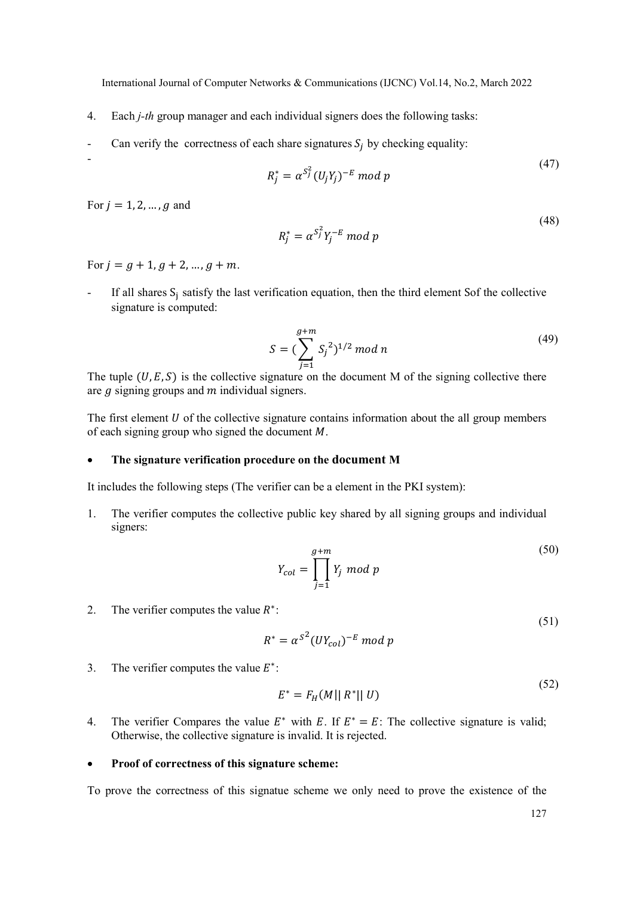4. Each *j-th* group manager and each individual signers does the following tasks:

- Can verify the correctness of each share signatures $S_j$ by checking equality:
-

$$R_j^* = \alpha^{S_j^2}(U_j Y_j)^{-E} \bmod p \tag{47}$$

For $j = 1, 2, \ldots, g$ and

$$R_j^* = \alpha^{S_j^2} Y_j^{-E} \bmod p \tag{48}$$

For $j = g + 1, g + 2, \ldots, g + m$.

- If all shares $S_j$ satisfy the last verification equation, then the third element Sof the collective signature is computed:

$$S = (\sum_{j=1}^{g+m} S_j{}^2)^{1/2} \bmod n \tag{49}$$

The tuple $(U, E, S)$ is the collective signature on the document M of the signing collective there are $g$ signing groups and $m$ individual signers.

The first element $U$ of the collective signature contains information about the all group members of each signing group who signed the document $M$.

- **The signature verification procedure on the document M**

It includes the following steps (The verifier can be a element in the PKI system):

1. The verifier computes the collective public key shared by all signing groups and individual signers:

$$Y_{col} = \prod_{j=1}^{g+m} Y_j \bmod p \tag{50}$$

2. The verifier computes the value $R^*$:

$$R^* = \alpha^{S^2}(UY_{col})^{-E} \bmod p \tag{51}$$

3. The verifier computes the value $E^*$:

$$E^* = F_H(M || R^* || U) \tag{52}$$

4. The verifier Compares the value $E^*$ with $E$. If $E^* = E$: The collective signature is valid; Otherwise, the collective signature is invalid. It is rejected.

- **Proof of correctness of this signature scheme:**

To prove the correctness of this signatue scheme we only need to prove the existence of the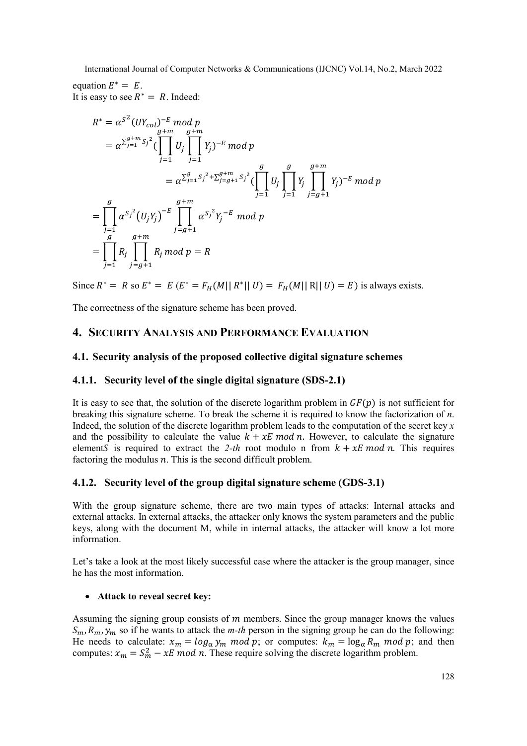equation $E^* = E$.
It is easy to see $R^* = R$. Indeed:

$$R^* = \alpha^{S^2}(UY_{col})^{-E} \bmod p$$
$$= \alpha^{\sum_{j=1}^{g+m} S_j{}^2}(\prod_{j=1}^{g+m} U_j \prod_{j=1}^{g+m} Y_j)^{-E} \bmod p$$
$$= \alpha^{\sum_{j=1}^{g} S_j{}^2 + \sum_{j=g+1}^{g+m} S_j{}^2}(\prod_{j=1}^{g} U_j \prod_{j=1}^{g} Y_j \prod_{j=g+1}^{g+m} Y_j)^{-E} \bmod p$$
$$= \prod_{j=1}^{g} \alpha^{S_j{}^2}(U_j Y_j)^{-E} \prod_{j=g+1}^{g+m} \alpha^{S_j{}^2} Y_j{}^{-E} \bmod p$$
$$= \prod_{j=1}^{g} R_j \prod_{j=g+1}^{g+m} R_j \bmod p = R$$

Since $R^* = R$ so $E^* = E$ ($E^* = F_H(M||R^*||U) = F_H(M||R||U) = E$) is always exists.

The correctness of the signature scheme has been proved.

## 4. Security Analysis and Performance Evaluation

### 4.1. Security analysis of the proposed collective digital signature schemes

#### 4.1.1. Security level of the single digital signature (SDS-2.1)

It is easy to see that, the solution of the discrete logarithm problem in $GF(p)$ is not sufficient for breaking this signature scheme. To break the scheme it is required to know the factorization of *n*. Indeed, the solution of the discrete logarithm problem leads to the computation of the secret key *x* and the possibility to calculate the value $k + xE \bmod n$. However, to calculate the signature element$S$ is required to extract the *2-th* root modulo n from $k + xE \bmod n$. This requires factoring the modulus $n$. This is the second difficult problem.

#### 4.1.2. Security level of the group digital signature scheme (GDS-3.1)

With the group signature scheme, there are two main types of attacks: Internal attacks and external attacks. In external attacks, the attacker only knows the system parameters and the public keys, along with the document M, while in internal attacks, the attacker will know a lot more information.

Let's take a look at the most likely successful case where the attacker is the group manager, since he has the most information.

- **Attack to reveal secret key:**

Assuming the signing group consists of $m$ members. Since the group manager knows the values $S_m, R_m, y_m$ so if he wants to attack the *m-th* person in the signing group he can do the following: He needs to calculate: $x_m = log_\alpha y_m \bmod p$; or computes: $k_m = \log_\alpha R_m \bmod p$; and then computes: $x_m = S_m^2 - xE \bmod n$. These require solving the discrete logarithm problem.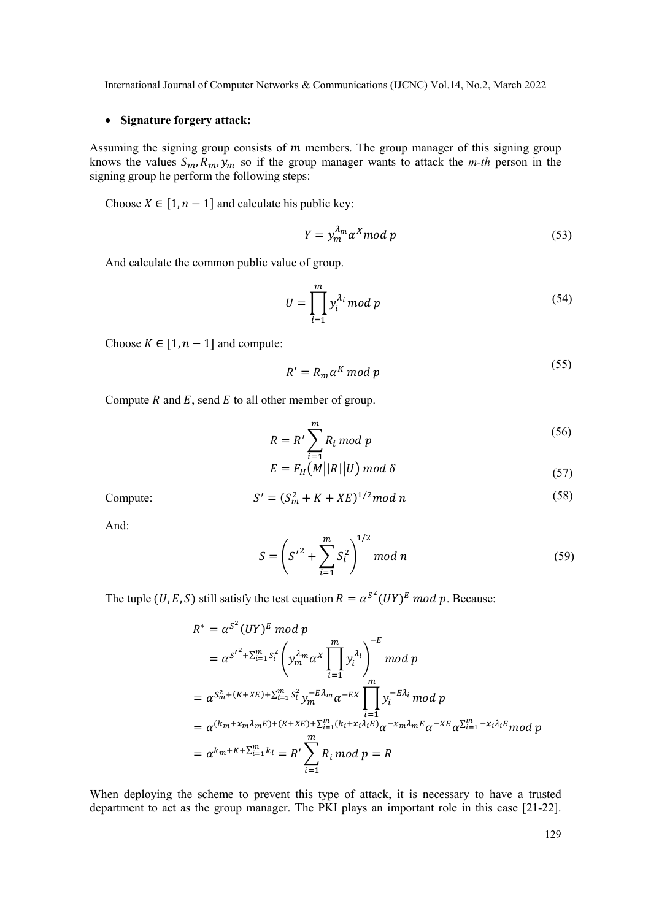- **Signature forgery attack:**

Assuming the signing group consists of $m$ members. The group manager of this signing group knows the values $S_m, R_m, y_m$ so if the group manager wants to attack the *m-th* person in the signing group he perform the following steps:

Choose $X \in [1, n-1]$ and calculate his public key:

$$Y = y_m^{\lambda_m} \alpha^X mod\ p \tag{53}$$

And calculate the common public value of group.

$$U = \prod_{i=1}^{m} y_i^{\lambda_i} mod\ p \tag{54}$$

Choose $K \in [1, n-1]$ and compute:

$$R' = R_m \alpha^K mod\ p \tag{55}$$

Compute $R$ and $E$, send $E$ to all other member of group.

$$R = R' \sum_{i=1}^{m} R_i\ mod\ p \tag{56}$$

$$E = F_H(M||R||U)\ mod\ \delta \tag{57}$$

Compute:

$$S' = (S_m^2 + K + XE)^{1/2} mod\ n \tag{58}$$

And:

$$S = \left(S'^2 + \sum_{i=1}^{m} S_i^2\right)^{1/2} mod\ n \tag{59}$$

The tuple $(U, E, S)$ still satisfy the test equation $R = \alpha^{S^2}(UY)^E\ mod\ p$. Because:

$$\begin{aligned}
R^* &= \alpha^{S^2}(UY)^E\ mod\ p \\
&= \alpha^{S'^2 + \sum_{i=1}^{m} S_i^2} \left(y_m^{\lambda_m} \alpha^X \prod_{i=1}^{m} y_i^{\lambda_i}\right)^{-E} mod\ p \\
&= \alpha^{S_m^2 + (K+XE) + \sum_{i=1}^{m} S_i^2} y_m^{-E\lambda_m} \alpha^{-EX} \prod_{i=1}^{m} y_i^{-E\lambda_i} mod\ p \\
&= \alpha^{(k_m + x_m\lambda_m E) + (K+XE) + \sum_{i=1}^{m}(k_i + x_i\lambda_i E)} \alpha^{-x_m\lambda_m E} \alpha^{-XE} \alpha^{\sum_{i=1}^{m} -x_i\lambda_i E} mod\ p \\
&= \alpha^{k_m + K + \sum_{i=1}^{m} k_i} = R' \sum_{i=1}^{m} R_i\ mod\ p = R
\end{aligned}$$

When deploying the scheme to prevent this type of attack, it is necessary to have a trusted department to act as the group manager. The PKI plays an important role in this case [21-22].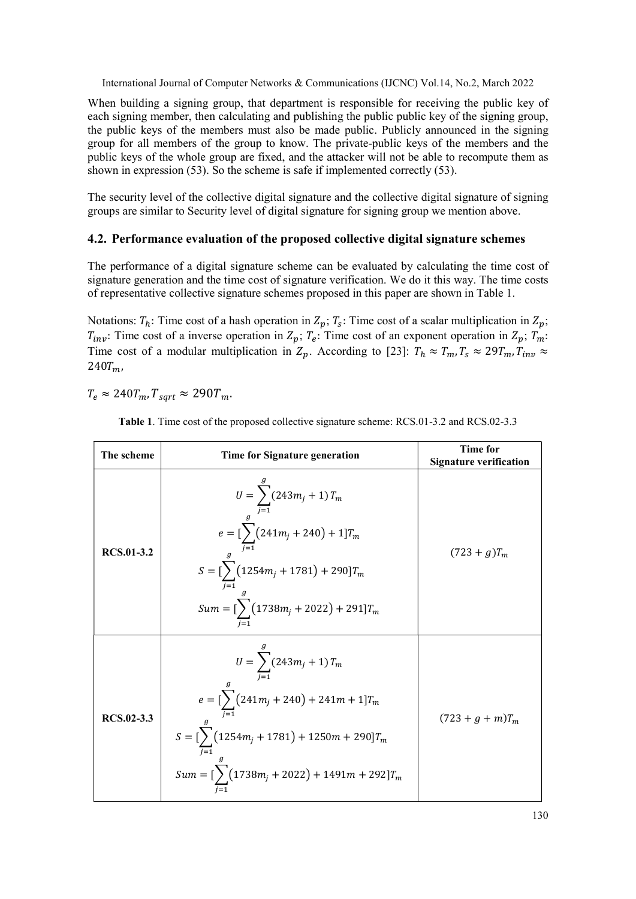When building a signing group, that department is responsible for receiving the public key of each signing member, then calculating and publishing the public public key of the signing group, the public keys of the members must also be made public. Publicly announced in the signing group for all members of the group to know. The private-public keys of the members and the public keys of the whole group are fixed, and the attacker will not be able to recompute them as shown in expression (53). So the scheme is safe if implemented correctly (53).

The security level of the collective digital signature and the collective digital signature of signing groups are similar to Security level of digital signature for signing group we mention above.

## 4.2. Performance evaluation of the proposed collective digital signature schemes

The performance of a digital signature scheme can be evaluated by calculating the time cost of signature generation and the time cost of signature verification. We do it this way. The time costs of representative collective signature schemes proposed in this paper are shown in Table 1.

Notations: $T_h$: Time cost of a hash operation in $Z_p$; $T_s$: Time cost of a scalar multiplication in $Z_p$; $T_{inv}$: Time cost of a inverse operation in $Z_p$; $T_e$: Time cost of an exponent operation in $Z_p$; $T_m$: Time cost of a modular multiplication in $Z_p$. According to [23]: $T_h \approx T_m, T_s \approx 29T_m, T_{inv} \approx 240T_m$,

$T_e \approx 240T_m, T_{sqrt} \approx 290T_m$.

**Table 1**. Time cost of the proposed collective signature scheme: RCS.01-3.2 and RCS.02-3.3

| The scheme | Time for Signature generation | Time for Signature verification |
|---|---|---|
| **RCS.01-3.2** | $U = \sum_{j=1}^{g}(243m_j + 1)T_m$ <br> $e = [\sum_{j=1}^{g}(241m_j + 240) + 1]T_m$ <br> $S = [\sum_{j=1}^{g}(1254m_j + 1781) + 290]T_m$ <br> $Sum = [\sum_{j=1}^{g}(1738m_j + 2022) + 291]T_m$ | $(723 + g)T_m$ |
| **RCS.02-3.3** | $U = \sum_{j=1}^{g}(243m_j + 1)T_m$ <br> $e = [\sum_{j=1}^{g}(241m_j + 240) + 241m + 1]T_m$ <br> $S = [\sum_{j=1}^{g}(1254m_j + 1781) + 1250m + 290]T_m$ <br> $Sum = [\sum_{j=1}^{g}(1738m_j + 2022) + 1491m + 292]T_m$ | $(723 + g + m)T_m$ |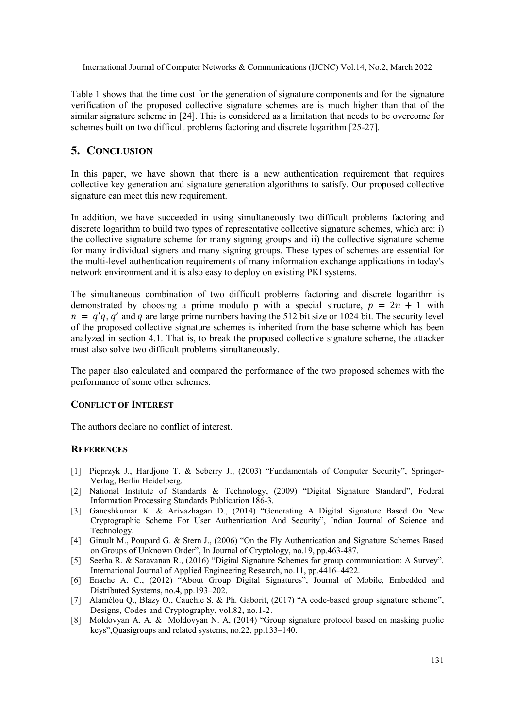Table 1 shows that the time cost for the generation of signature components and for the signature verification of the proposed collective signature schemes are is much higher than that of the similar signature scheme in [24]. This is considered as a limitation that needs to be overcome for schemes built on two difficult problems factoring and discrete logarithm [25-27].

## 5. CONCLUSION

In this paper, we have shown that there is a new authentication requirement that requires collective key generation and signature generation algorithms to satisfy. Our proposed collective signature can meet this new requirement.

In addition, we have succeeded in using simultaneously two difficult problems factoring and discrete logarithm to build two types of representative collective signature schemes, which are: i) the collective signature scheme for many signing groups and ii) the collective signature scheme for many individual signers and many signing groups. These types of schemes are essential for the multi-level authentication requirements of many information exchange applications in today's network environment and it is also easy to deploy on existing PKI systems.

The simultaneous combination of two difficult problems factoring and discrete logarithm is demonstrated by choosing a prime modulo p with a special structure, $p = 2n + 1$ with $n = q'q$, $q'$ and $q$ are large prime numbers having the 512 bit size or 1024 bit. The security level of the proposed collective signature schemes is inherited from the base scheme which has been analyzed in section 4.1. That is, to break the proposed collective signature scheme, the attacker must also solve two difficult problems simultaneously.

The paper also calculated and compared the performance of the two proposed schemes with the performance of some other schemes.

### CONFLICT OF INTEREST

The authors declare no conflict of interest.

### REFERENCES

[1] Pieprzyk J., Hardjono T. & Seberry J., (2003) "Fundamentals of Computer Security", Springer-Verlag, Berlin Heidelberg.

[2] National Institute of Standards & Technology, (2009) "Digital Signature Standard", Federal Information Processing Standards Publication 186-3.

[3] Ganeshkumar K. & Arivazhagan D., (2014) "Generating A Digital Signature Based On New Cryptographic Scheme For User Authentication And Security", Indian Journal of Science and Technology.

[4] Girault M., Poupard G. & Stern J., (2006) "On the Fly Authentication and Signature Schemes Based on Groups of Unknown Order", In Journal of Cryptology, no.19, pp.463-487.

[5] Seetha R. & Saravanan R., (2016) "Digital Signature Schemes for group communication: A Survey", International Journal of Applied Engineering Research, no.11, pp.4416–4422.

[6] Enache A. C., (2012) "About Group Digital Signatures", Journal of Mobile, Embedded and Distributed Systems, no.4, pp.193–202.

[7] Alamélou Q., Blazy O., Cauchie S. & Ph. Gaborit, (2017) "A code-based group signature scheme", Designs, Codes and Cryptography, vol.82, no.1-2.

[8] Moldovyan A. A. & Moldovyan N. A, (2014) "Group signature protocol based on masking public keys",Quasigroups and related systems, no.22, pp.133–140.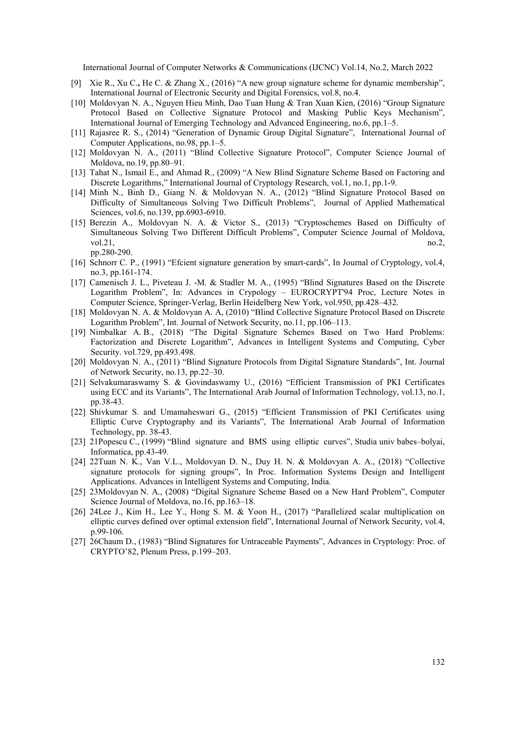[9] Xie R., Xu C., He C. & Zhang X., (2016) "A new group signature scheme for dynamic membership", International Journal of Electronic Security and Digital Forensics, vol.8, no.4.

[10] Moldovyan N. A., Nguyen Hieu Minh, Dao Tuan Hung & Tran Xuan Kien, (2016) "Group Signature Protocol Based on Collective Signature Protocol and Masking Public Keys Mechanism", International Journal of Emerging Technology and Advanced Engineering, no.6, pp.1–5.

[11] Rajasree R. S., (2014) "Generation of Dynamic Group Digital Signature", International Journal of Computer Applications, no.98, pp.1–5.

[12] Moldovyan N. A., (2011) "Blind Collective Signature Protocol", Computer Science Journal of Moldova, no.19, pp.80–91.

[13] Tahat N., Ismail E., and Ahmad R., (2009) "A New Blind Signature Scheme Based on Factoring and Discrete Logarithms," International Journal of Cryptology Research, vol.1, no.1, pp.1-9.

[14] Minh N., Binh D., Giang N. & Moldovyan N. A., (2012) "Blind Signature Protocol Based on Difficulty of Simultaneous Solving Two Difficult Problems", Journal of Applied Mathematical Sciences, vol.6, no.139, pp.6903-6910.

[15] Berezin A., Moldovyan N. A. & Victor S., (2013) "Cryptoschemes Based on Difficulty of Simultaneous Solving Two Different Difficult Problems", Computer Science Journal of Moldova, vol.21, no.2, pp.280-290.

[16] Schnorr C. P., (1991) "Efcient signature generation by smart-cards", In Journal of Cryptology, vol.4, no.3, pp.161-174.

[17] Camenisch J. L., Piveteau J. -M. & Stadler M. A., (1995) "Blind Signatures Based on the Discrete Logarithm Problem", In: Advances in Crypology – EUROCRYPT'94 Proc, Lecture Notes in Computer Science, Springer-Verlag, Berlin Heidelberg New York, vol.950, pp.428–432.

[18] Moldovyan N. A. & Moldovyan A. A, (2010) "Blind Collective Signature Protocol Based on Discrete Logarithm Problem", Int. Journal of Network Security, no.11, pp.106–113.

[19] Nimbalkar A. B., (2018) "The Digital Signature Schemes Based on Two Hard Problems: Factorization and Discrete Logarithm", Advances in Intelligent Systems and Computing, Cyber Security. vol.729, pp.493.498.

[20] Moldovyan N. A., (2011) "Blind Signature Protocols from Digital Signature Standards", Int. Journal of Network Security, no.13, pp.22–30.

[21] Selvakumaraswamy S. & Govindaswamy U., (2016) "Efficient Transmission of PKI Certificates using ECC and its Variants", The International Arab Journal of Information Technology, vol.13, no.1, pp.38-43.

[22] Shivkumar S. and Umamaheswari G., (2015) "Efficient Transmission of PKI Certificates using Elliptic Curve Cryptography and its Variants", The International Arab Journal of Information Technology, pp. 38-43.

[23] 21Popescu C., (1999) "Blind signature and BMS using elliptic curves", Studia univ babes–bolyai, Informatica, pp.43-49.

[24] 22Tuan N. K., Van V.L., Moldovyan D. N., Duy H. N. & Moldovyan A. A., (2018) "Collective signature protocols for signing groups", In Proc. Information Systems Design and Intelligent Applications. Advances in Intelligent Systems and Computing, India.

[25] 23Moldovyan N. A., (2008) "Digital Signature Scheme Based on a New Hard Problem", Computer Science Journal of Moldova, no.16, pp.163–18.

[26] 24Lee J., Kim H., Lee Y., Hong S. M. & Yoon H., (2017) "Parallelized scalar multiplication on elliptic curves defined over optimal extension field", International Journal of Network Security, vol.4, p.99-106.

[27] 26Chaum D., (1983) "Blind Signatures for Untraceable Payments", Advances in Cryptology: Proc. of CRYPTO'82, Plenum Press, p.199–203.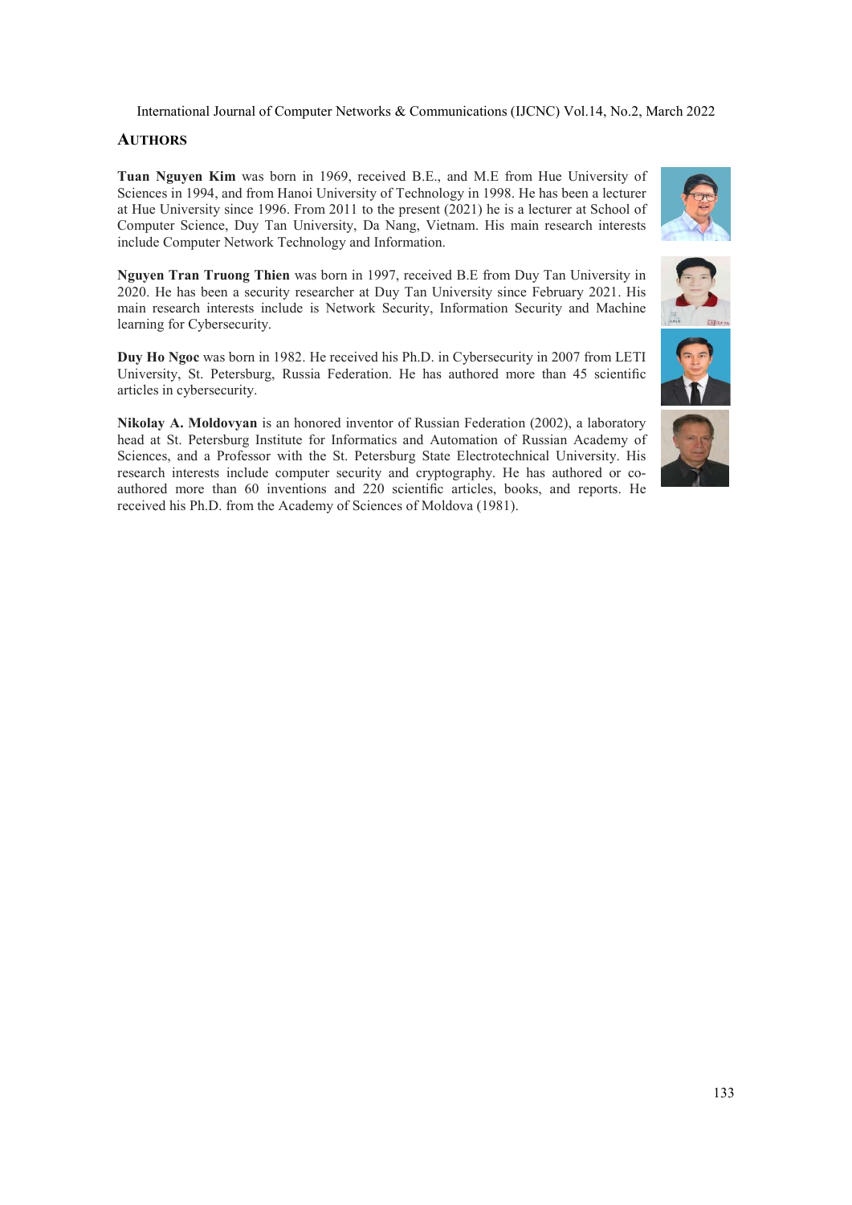## AUTHORS

**Tuan Nguyen Kim** was born in 1969, received B.E., and M.E from Hue University of Sciences in 1994, and from Hanoi University of Technology in 1998. He has been a lecturer at Hue University since 1996. From 2011 to the present (2021) he is a lecturer at School of Computer Science, Duy Tan University, Da Nang, Vietnam. His main research interests include Computer Network Technology and Information.

**Nguyen Tran Truong Thien** was born in 1997, received B.E from Duy Tan University in 2020. He has been a security researcher at Duy Tan University since February 2021. His main research interests include is Network Security, Information Security and Machine learning for Cybersecurity.

**Duy Ho Ngoc** was born in 1982. He received his Ph.D. in Cybersecurity in 2007 from LETI University, St. Petersburg, Russia Federation. He has authored more than 45 scientific articles in cybersecurity.

**Nikolay A. Moldovyan** is an honored inventor of Russian Federation (2002), a laboratory head at St. Petersburg Institute for Informatics and Automation of Russian Academy of Sciences, and a Professor with the St. Petersburg State Electrotechnical University. His research interests include computer security and cryptography. He has authored or co-authored more than 60 inventions and 220 scientific articles, books, and reports. He received his Ph.D. from the Academy of Sciences of Moldova (1981).